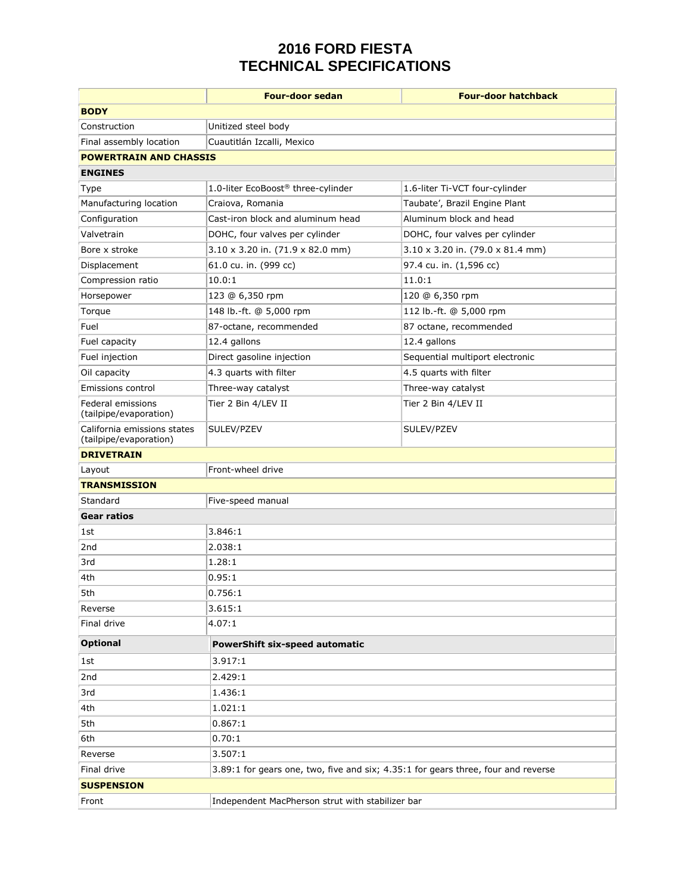# 2016 FORD FIESTA
# TECHNICAL SPECIFICATIONS

| | Four-door sedan | Four-door hatchback |
|---|---|---|
| **BODY** | | |
| Construction | Unitized steel body | |
| Final assembly location | Cuautitlán Izcalli, Mexico | |
| **POWERTRAIN AND CHASSIS** | | |
| **ENGINES** | | |
| Type | 1.0-liter EcoBoost® three-cylinder | 1.6-liter Ti-VCT four-cylinder |
| Manufacturing location | Craiova, Romania | Taubate', Brazil Engine Plant |
| Configuration | Cast-iron block and aluminum head | Aluminum block and head |
| Valvetrain | DOHC, four valves per cylinder | DOHC, four valves per cylinder |
| Bore x stroke | 3.10 x 3.20 in. (71.9 x 82.0 mm) | 3.10 x 3.20 in. (79.0 x 81.4 mm) |
| Displacement | 61.0 cu. in. (999 cc) | 97.4 cu. in. (1,596 cc) |
| Compression ratio | 10.0:1 | 11.0:1 |
| Horsepower | 123 @ 6,350 rpm | 120 @ 6,350 rpm |
| Torque | 148 lb.-ft. @ 5,000 rpm | 112 lb.-ft. @ 5,000 rpm |
| Fuel | 87-octane, recommended | 87 octane, recommended |
| Fuel capacity | 12.4 gallons | 12.4 gallons |
| Fuel injection | Direct gasoline injection | Sequential multiport electronic |
| Oil capacity | 4.3 quarts with filter | 4.5 quarts with filter |
| Emissions control | Three-way catalyst | Three-way catalyst |
| Federal emissions (tailpipe/evaporation) | Tier 2 Bin 4/LEV II | Tier 2 Bin 4/LEV II |
| California emissions states (tailpipe/evaporation) | SULEV/PZEV | SULEV/PZEV |
| **DRIVETRAIN** | | |
| Layout | Front-wheel drive | |
| **TRANSMISSION** | | |
| Standard | Five-speed manual | |
| **Gear ratios** | | |
| 1st | 3.846:1 | |
| 2nd | 2.038:1 | |
| 3rd | 1.28:1 | |
| 4th | 0.95:1 | |
| 5th | 0.756:1 | |
| Reverse | 3.615:1 | |
| Final drive | 4.07:1 | |
| **Optional** | **PowerShift six-speed automatic** | |
| 1st | 3.917:1 | |
| 2nd | 2.429:1 | |
| 3rd | 1.436:1 | |
| 4th | 1.021:1 | |
| 5th | 0.867:1 | |
| 6th | 0.70:1 | |
| Reverse | 3.507:1 | |
| Final drive | 3.89:1 for gears one, two, five and six; 4.35:1 for gears three, four and reverse | |
| **SUSPENSION** | | |
| Front | Independent MacPherson strut with stabilizer bar | |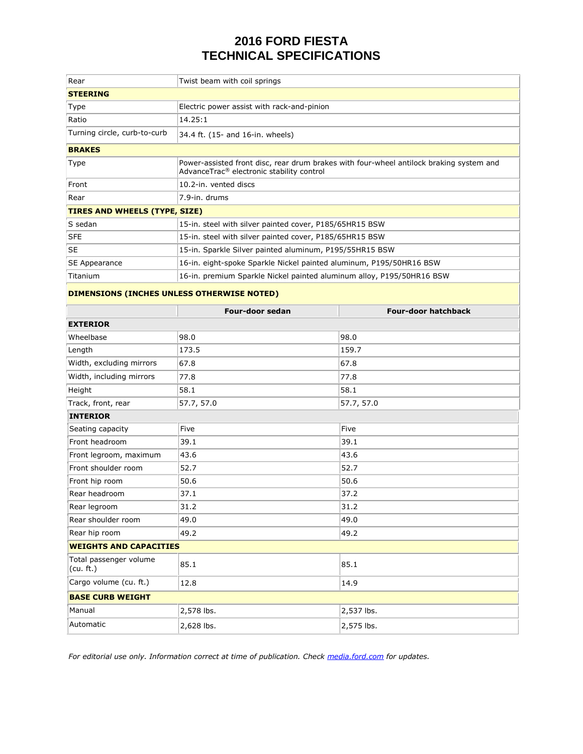# 2016 FORD FIESTA
# TECHNICAL SPECIFICATIONS

| | |
|---|---|
| Rear | Twist beam with coil springs |
| **STEERING** | |
| Type | Electric power assist with rack-and-pinion |
| Ratio | 14.25:1 |
| Turning circle, curb-to-curb | 34.4 ft. (15- and 16-in. wheels) |
| **BRAKES** | |
| Type | Power-assisted front disc, rear drum brakes with four-wheel antilock braking system and AdvanceTrac® electronic stability control |
| Front | 10.2-in. vented discs |
| Rear | 7.9-in. drums |
| **TIRES AND WHEELS (TYPE, SIZE)** | |
| S sedan | 15-in. steel with silver painted cover, P185/65HR15 BSW |
| SFE | 15-in. steel with silver painted cover, P185/65HR15 BSW |
| SE | 15-in. Sparkle Silver painted aluminum, P195/55HR15 BSW |
| SE Appearance | 16-in. eight-spoke Sparkle Nickel painted aluminum, P195/50HR16 BSW |
| Titanium | 16-in. premium Sparkle Nickel painted aluminum alloy, P195/50HR16 BSW |

**DIMENSIONS (INCHES UNLESS OTHERWISE NOTED)**

| | Four-door sedan | Four-door hatchback |
|---|---|---|
| **EXTERIOR** | | |
| Wheelbase | 98.0 | 98.0 |
| Length | 173.5 | 159.7 |
| Width, excluding mirrors | 67.8 | 67.8 |
| Width, including mirrors | 77.8 | 77.8 |
| Height | 58.1 | 58.1 |
| Track, front, rear | 57.7, 57.0 | 57.7, 57.0 |
| **INTERIOR** | | |
| Seating capacity | Five | Five |
| Front headroom | 39.1 | 39.1 |
| Front legroom, maximum | 43.6 | 43.6 |
| Front shoulder room | 52.7 | 52.7 |
| Front hip room | 50.6 | 50.6 |
| Rear headroom | 37.1 | 37.2 |
| Rear legroom | 31.2 | 31.2 |
| Rear shoulder room | 49.0 | 49.0 |
| Rear hip room | 49.2 | 49.2 |
| **WEIGHTS AND CAPACITIES** | | |
| Total passenger volume (cu. ft.) | 85.1 | 85.1 |
| Cargo volume (cu. ft.) | 12.8 | 14.9 |
| **BASE CURB WEIGHT** | | |
| Manual | 2,578 lbs. | 2,537 lbs. |
| Automatic | 2,628 lbs. | 2,575 lbs. |

*For editorial use only. Information correct at time of publication. Check [media.ford.com](media.ford.com) for updates.*